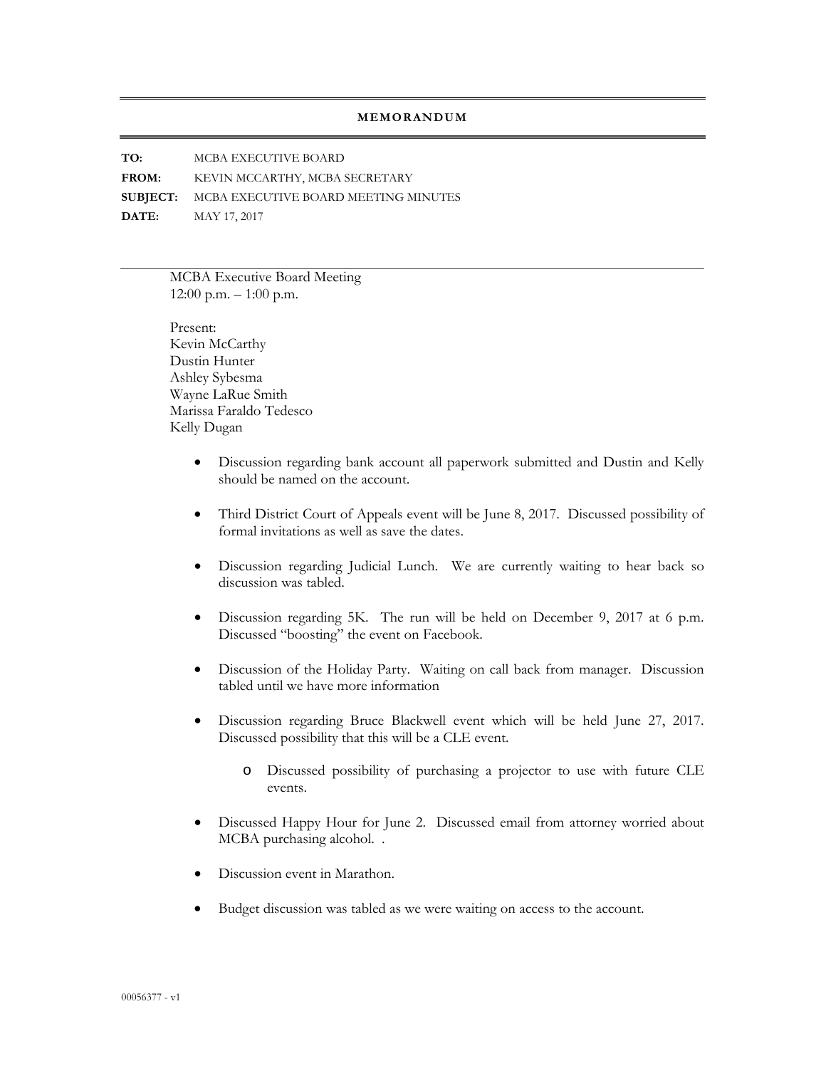# MEMORANDUM

**TO:** MCBA EXECUTIVE BOARD

**FROM:** KEVIN MCCARTHY, MCBA SECRETARY

**SUBJECT:** MCBA EXECUTIVE BOARD MEETING MINUTES

**DATE:** MAY 17, 2017

---

MCBA Executive Board Meeting
12:00 p.m. – 1:00 p.m.

Present:
Kevin McCarthy
Dustin Hunter
Ashley Sybesma
Wayne LaRue Smith
Marissa Faraldo Tedesco
Kelly Dugan

- Discussion regarding bank account all paperwork submitted and Dustin and Kelly should be named on the account.
- Third District Court of Appeals event will be June 8, 2017. Discussed possibility of formal invitations as well as save the dates.
- Discussion regarding Judicial Lunch. We are currently waiting to hear back so discussion was tabled.
- Discussion regarding 5K. The run will be held on December 9, 2017 at 6 p.m. Discussed "boosting" the event on Facebook.
- Discussion of the Holiday Party. Waiting on call back from manager. Discussion tabled until we have more information
- Discussion regarding Bruce Blackwell event which will be held June 27, 2017. Discussed possibility that this will be a CLE event.
  - Discussed possibility of purchasing a projector to use with future CLE events.
- Discussed Happy Hour for June 2. Discussed email from attorney worried about MCBA purchasing alcohol. .
- Discussion event in Marathon.
- Budget discussion was tabled as we were waiting on access to the account.

00056377 - v1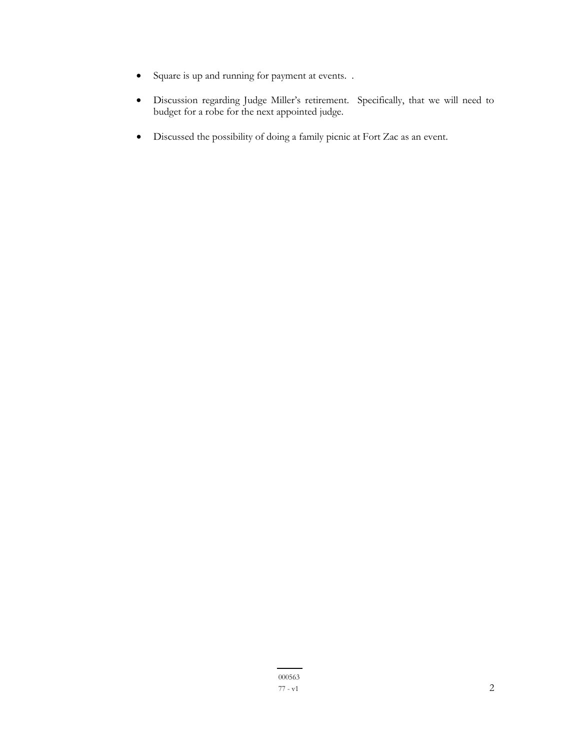- Square is up and running for payment at events. .
- Discussion regarding Judge Miller's retirement. Specifically, that we will need to budget for a robe for the next appointed judge.
- Discussed the possibility of doing a family picnic at Fort Zac as an event.

000563
77 - v1